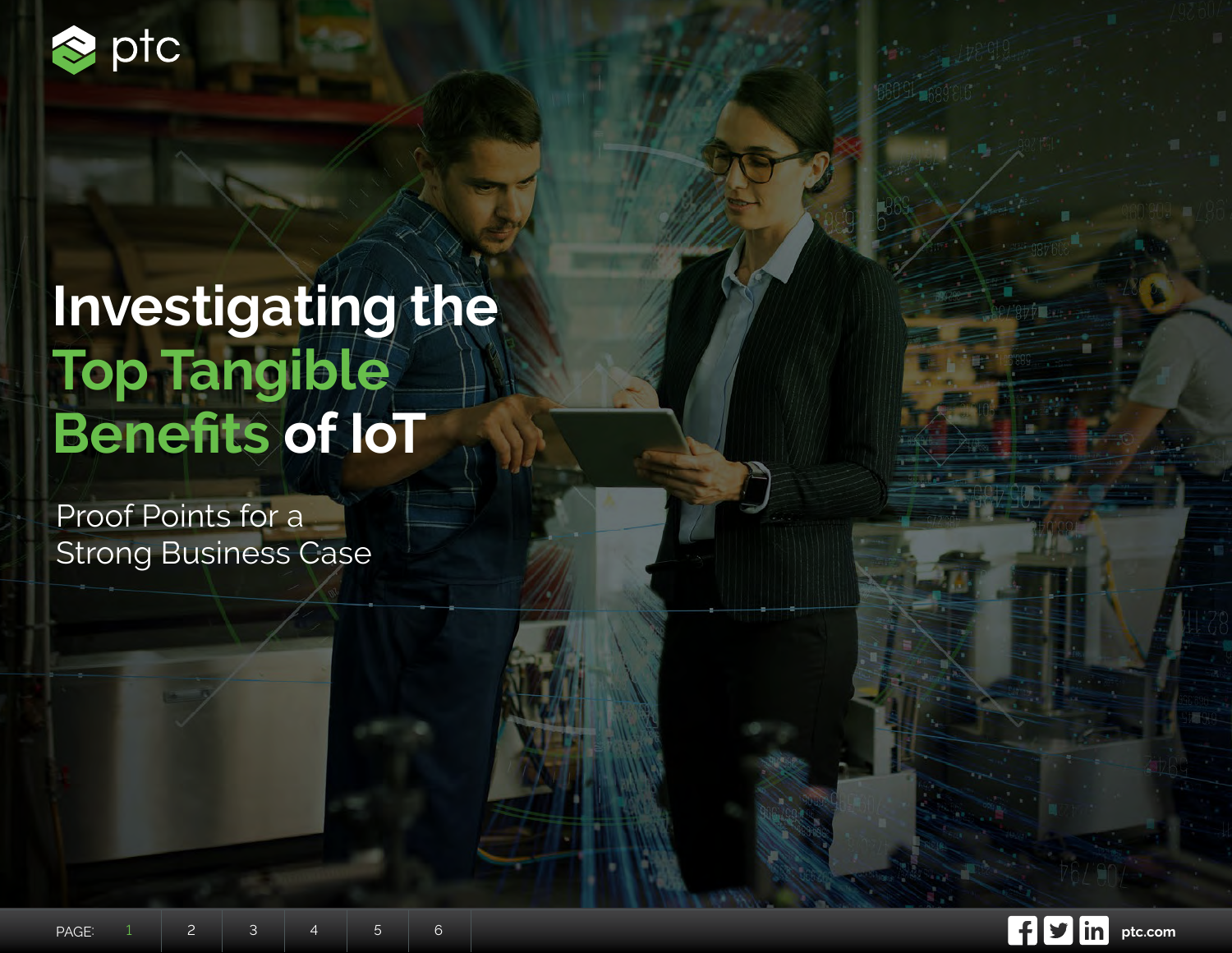# Investigating the Top Tangible Benefits of IoT

## Proof Points for a Strong Business Case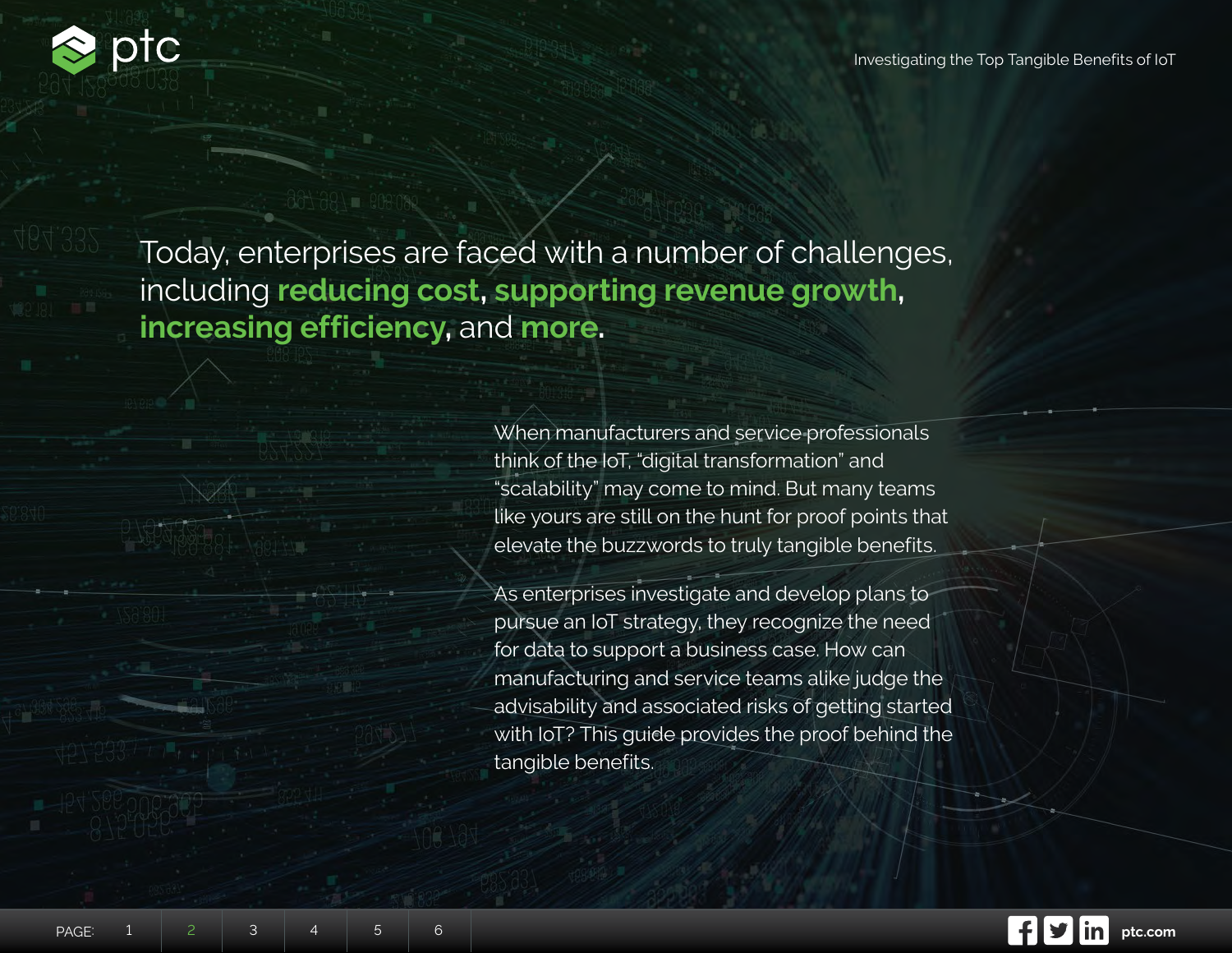Today, enterprises are faced with a number of challenges, including **reducing cost**, **supporting revenue growth**, **increasing efficiency**, and **more**.

When manufacturers and service professionals think of the IoT, "digital transformation" and "scalability" may come to mind. But many teams like yours are still on the hunt for proof points that elevate the buzzwords to truly tangible benefits.

As enterprises investigate and develop plans to pursue an IoT strategy, they recognize the need for data to support a business case. How can manufacturing and service teams alike judge the advisability and associated risks of getting started with IoT? This guide provides the proof behind the tangible benefits.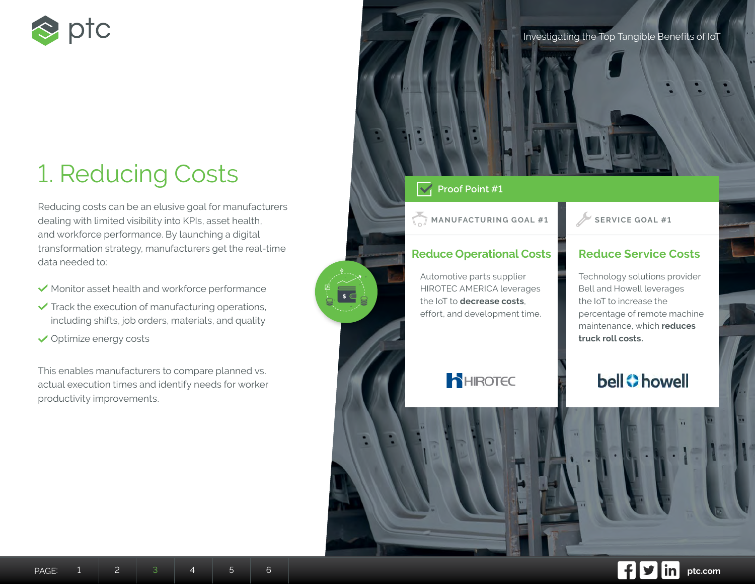# 1. Reducing Costs

Reducing costs can be an elusive goal for manufacturers dealing with limited visibility into KPIs, asset health, and workforce performance. By launching a digital transformation strategy, manufacturers get the real-time data needed to:

- Monitor asset health and workforce performance
- Track the execution of manufacturing operations, including shifts, job orders, materials, and quality
- Optimize energy costs

This enables manufacturers to compare planned vs. actual execution times and identify needs for worker productivity improvements.

## Proof Point #1

### MANUFACTURING GOAL #1

#### Reduce Operational Costs

Automotive parts supplier HIROTEC AMERICA leverages the IoT to **decrease costs**, effort, and development time.

HIROTEC

### SERVICE GOAL #1

#### Reduce Service Costs

Technology solutions provider Bell and Howell leverages the IoT to increase the percentage of remote machine maintenance, which **reduces truck roll costs.**

bell howell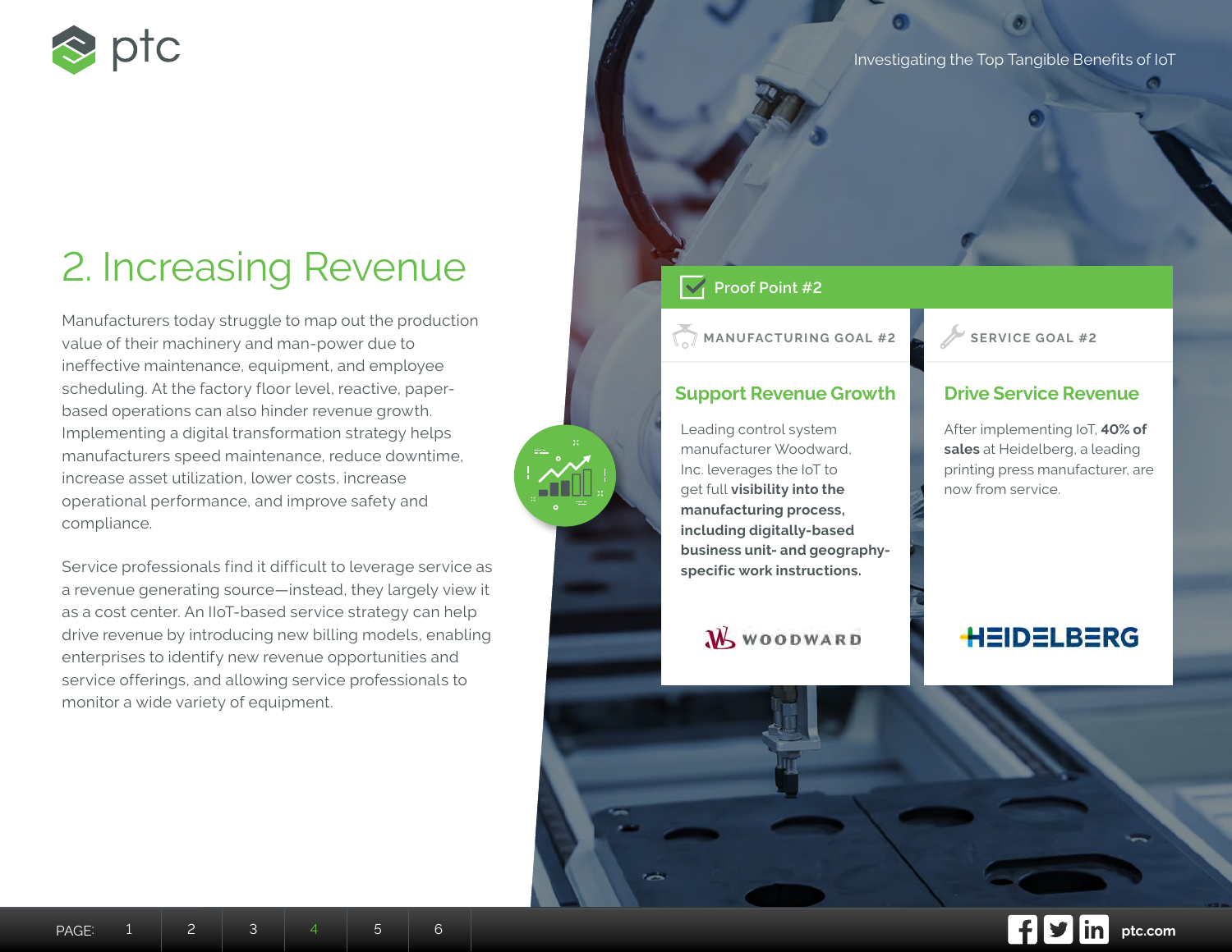## 2. Increasing Revenue

Manufacturers today struggle to map out the production value of their machinery and man-power due to ineffective maintenance, equipment, and employee scheduling. At the factory floor level, reactive, paper-based operations can also hinder revenue growth. Implementing a digital transformation strategy helps manufacturers speed maintenance, reduce downtime, increase asset utilization, lower costs, increase operational performance, and improve safety and compliance.

Service professionals find it difficult to leverage service as a revenue generating source—instead, they largely view it as a cost center. An IIoT-based service strategy can help drive revenue by introducing new billing models, enabling enterprises to identify new revenue opportunities and service offerings, and allowing service professionals to monitor a wide variety of equipment.

### Proof Point #2

**MANUFACTURING GOAL #2**

#### Support Revenue Growth

Leading control system manufacturer Woodward, Inc. leverages the IoT to get full **visibility into the manufacturing process, including digitally-based business unit- and geography-specific work instructions.**

WOODWARD

**SERVICE GOAL #2**

#### Drive Service Revenue

After implementing IoT, **40% of sales** at Heidelberg, a leading printing press manufacturer, are now from service.

HEIDELBERG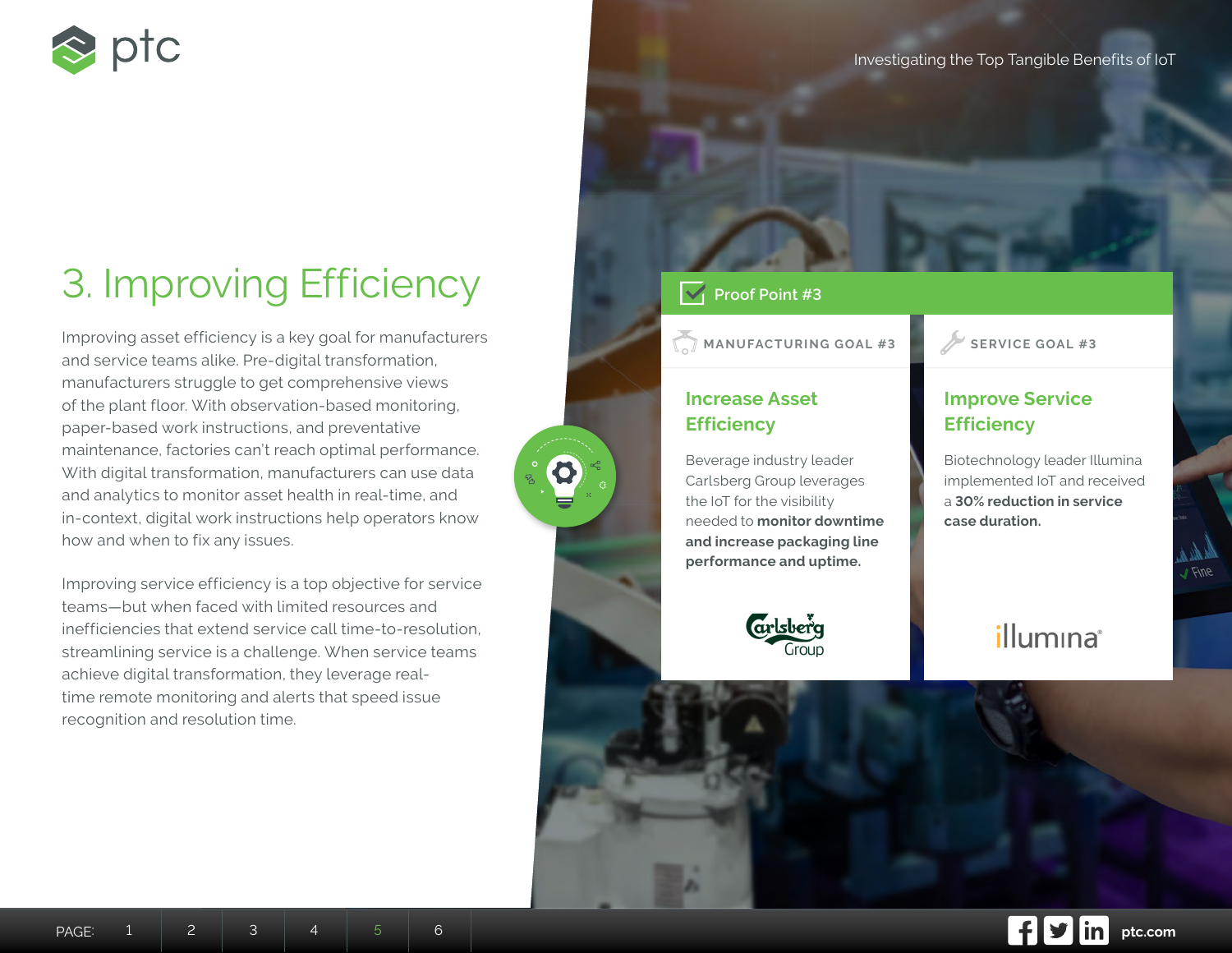# 3. Improving Efficiency

Improving asset efficiency is a key goal for manufacturers and service teams alike. Pre-digital transformation, manufacturers struggle to get comprehensive views of the plant floor. With observation-based monitoring, paper-based work instructions, and preventative maintenance, factories can't reach optimal performance. With digital transformation, manufacturers can use data and analytics to monitor asset health in real-time, and in-context, digital work instructions help operators know how and when to fix any issues.

Improving service efficiency is a top objective for service teams—but when faced with limited resources and inefficiencies that extend service call time-to-resolution, streamlining service is a challenge. When service teams achieve digital transformation, they leverage real-time remote monitoring and alerts that speed issue recognition and resolution time.

## Proof Point #3

### MANUFACTURING GOAL #3

#### Increase Asset Efficiency

Beverage industry leader Carlsberg Group leverages the IoT for the visibility needed to **monitor downtime and increase packaging line performance and uptime.**

Carlsberg Group

### SERVICE GOAL #3

#### Improve Service Efficiency

Biotechnology leader Illumina implemented IoT and received a **30% reduction in service case duration.**

illumina®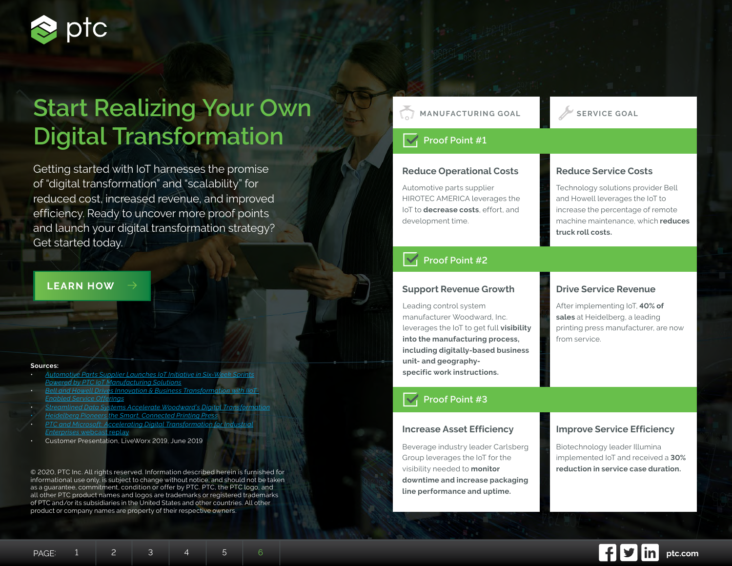# Start Realizing Your Own Digital Transformation

Getting started with IoT harnesses the promise of "digital transformation" and "scalability" for reduced cost, increased revenue, and improved efficiency. Ready to uncover more proof points and launch your digital transformation strategy? Get started today.

LEARN HOW →

| MANUFACTURING GOAL | SERVICE GOAL |
|---|---|
| **Proof Point #1** | |
| **Reduce Operational Costs**<br>Automotive parts supplier HIROTEC AMERICA leverages the IoT to **decrease costs**, effort, and development time. | **Reduce Service Costs**<br>Technology solutions provider Bell and Howell leverages the IoT to increase the percentage of remote machine maintenance, which **reduces truck roll costs.** |
| **Proof Point #2** | |
| **Support Revenue Growth**<br>Leading control system manufacturer Woodwarx, Inc. leverages the IoT to get full **visibility into the manufacturing process, including digitally-based business unit- and geography-specific work instructions.** | **Drive Service Revenue**<br>After implementing IoT, **40% of sales** at Heidelberg, a leading printing press manufacturer, are now from service. |
| **Proof Point #3** | |
| **Increase Asset Efficiency**<br>Beverage industry leader Carlsberg Group leverages the IoT for the visibility needed to **monitor downtime and increase packaging line performance and uptime.** | **Improve Service Efficiency**<br>Biotechnology leader Illumina implemented IoT and received a **30% reduction in service case duration.** |

**Sources:**

- *Automotive Parts Supplier Launches IoT Initiative in Six-Week Sprints Powered by PTC IoT Manufacturing Solutions*
- *Bell and Howell Drives Innovation & Business Transformation with IIoT-Enabled Service Offerings*
- *Streamlined Data Systems Accelerate Woodward's Digital Transformation*
- *Heidelberg Pioneers the Smart, Connected Printing Press*
- *PTC and Microsoft: Accelerating Digital Transformation for Industrial Enterprises webcast replay*
- Customer Presentation, LiveWorx 2019, June 2019

© 2020, PTC Inc. All rights reserved. Information described herein is furnished for informational use only, is subject to change without notice, and should not be taken as a guarantee, commitment, condition or offer by PTC. PTC, the PTC logo, and all other PTC product names and logos are trademarks or registered trademarks of PTC and/or its subsidiaries in the United States and other countries. All other product or company names are property of their respective owners.

ptc.com